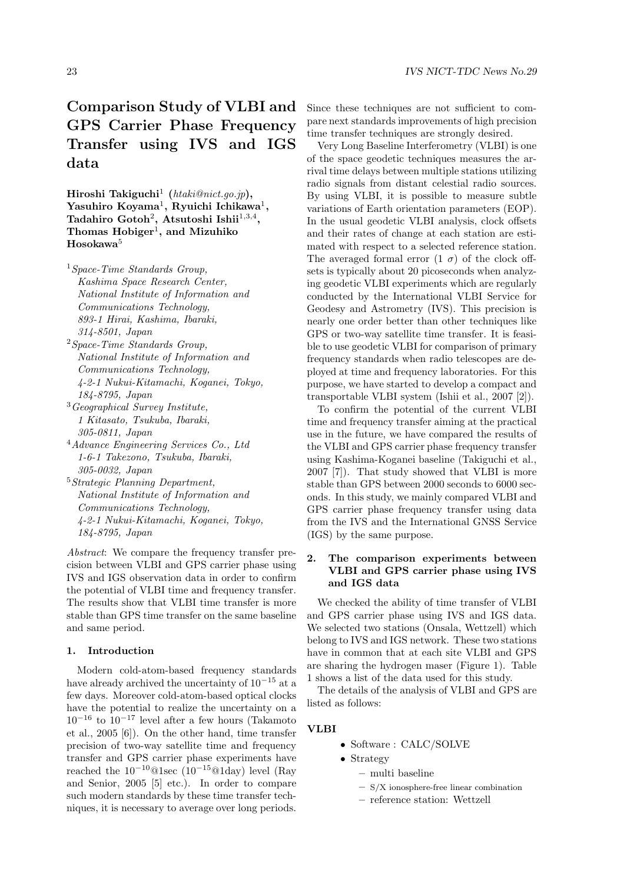# Comparison Study of VLBI and GPS Carrier Phase Frequency Transfer using IVS and IGS data

**Hiroshi Takiguchi[1] (*htaki@nict.go.jp*), Yasuhiro Koyama[1], Ryuichi Ichikawa[1], Tadahiro Gotoh[2], Atsutoshi Ishii[1,3,4], Thomas Hobiger[1], and Mizuhiko Hosokawa[5]**

[1] *Space-Time Standards Group, Kashima Space Research Center, National Institute of Information and Communications Technology, 893-1 Hirai, Kashima, Ibaraki, 314-8501, Japan*

[2] *Space-Time Standards Group, National Institute of Information and Communications Technology, 4-2-1 Nukui-Kitamachi, Koganei, Tokyo, 184-8795, Japan*

[3] *Geographical Survey Institute, 1 Kitasato, Tsukuba, Ibaraki, 305-0811, Japan*

[4] *Advance Engineering Services Co., Ltd 1-6-1 Takezono, Tsukuba, Ibaraki, 305-0032, Japan*

[5] *Strategic Planning Department, National Institute of Information and Communications Technology, 4-2-1 Nukui-Kitamachi, Koganei, Tokyo, 184-8795, Japan*

*Abstract*: We compare the frequency transfer precision between VLBI and GPS carrier phase using IVS and IGS observation data in order to confirm the potential of VLBI time and frequency transfer. The results show that VLBI time transfer is more stable than GPS time transfer on the same baseline and same period.

## 1. Introduction

Modern cold-atom-based frequency standards have already archived the uncertainty of $10^{-15}$ at a few days. Moreover cold-atom-based optical clocks have the potential to realize the uncertainty on a $10^{-16}$ to $10^{-17}$ level after a few hours (Takamoto et al., 2005 [6]). On the other hand, time transfer precision of two-way satellite time and frequency transfer and GPS carrier phase experiments have reached the $10^{-10}$@1sec ($10^{-15}$@1day) level (Ray and Senior, 2005 [5] etc.). In order to compare such modern standards by these time transfer techniques, it is necessary to average over long periods. Since these techniques are not sufficient to compare next standards improvements of high precision time transfer techniques are strongly desired.

Very Long Baseline Interferometry (VLBI) is one of the space geodetic techniques measures the arrival time delays between multiple stations utilizing radio signals from distant celestial radio sources. By using VLBI, it is possible to measure subtle variations of Earth orientation parameters (EOP). In the usual geodetic VLBI analysis, clock offsets and their rates of change at each station are estimated with respect to a selected reference station. The averaged formal error (1 $\sigma$) of the clock offsets is typically about 20 picoseconds when analyzing geodetic VLBI experiments which are regularly conducted by the International VLBI Service for Geodesy and Astrometry (IVS). This precision is nearly one order better than other techniques like GPS or two-way satellite time transfer. It is feasible to use geodetic VLBI for comparison of primary frequency standards when radio telescopes are deployed at time and frequency laboratories. For this purpose, we have started to develop a compact and transportable VLBI system (Ishii et al., 2007 [2]).

To confirm the potential of the current VLBI time and frequency transfer aiming at the practical use in the future, we have compared the results of the VLBI and GPS carrier phase frequency transfer using Kashima-Koganei baseline (Takiguchi et al., 2007 [7]). That study showed that VLBI is more stable than GPS between 2000 seconds to 6000 seconds. In this study, we mainly compared VLBI and GPS carrier phase frequency transfer using data from the IVS and the International GNSS Service (IGS) by the same purpose.

## 2. The comparison experiments between VLBI and GPS carrier phase using IVS and IGS data

We checked the ability of time transfer of VLBI and GPS carrier phase using IVS and IGS data. We selected two stations (Onsala, Wettzell) which belong to IVS and IGS network. These two stations have in common that at each site VLBI and GPS are sharing the hydrogen maser (Figure 1). Table 1 shows a list of the data used for this study.

The details of the analysis of VLBI and GPS are listed as follows:

### VLBI

- Software : CALC/SOLVE
- Strategy
  - multi baseline
  - S/X ionosphere-free linear combination
  - reference station: Wettzell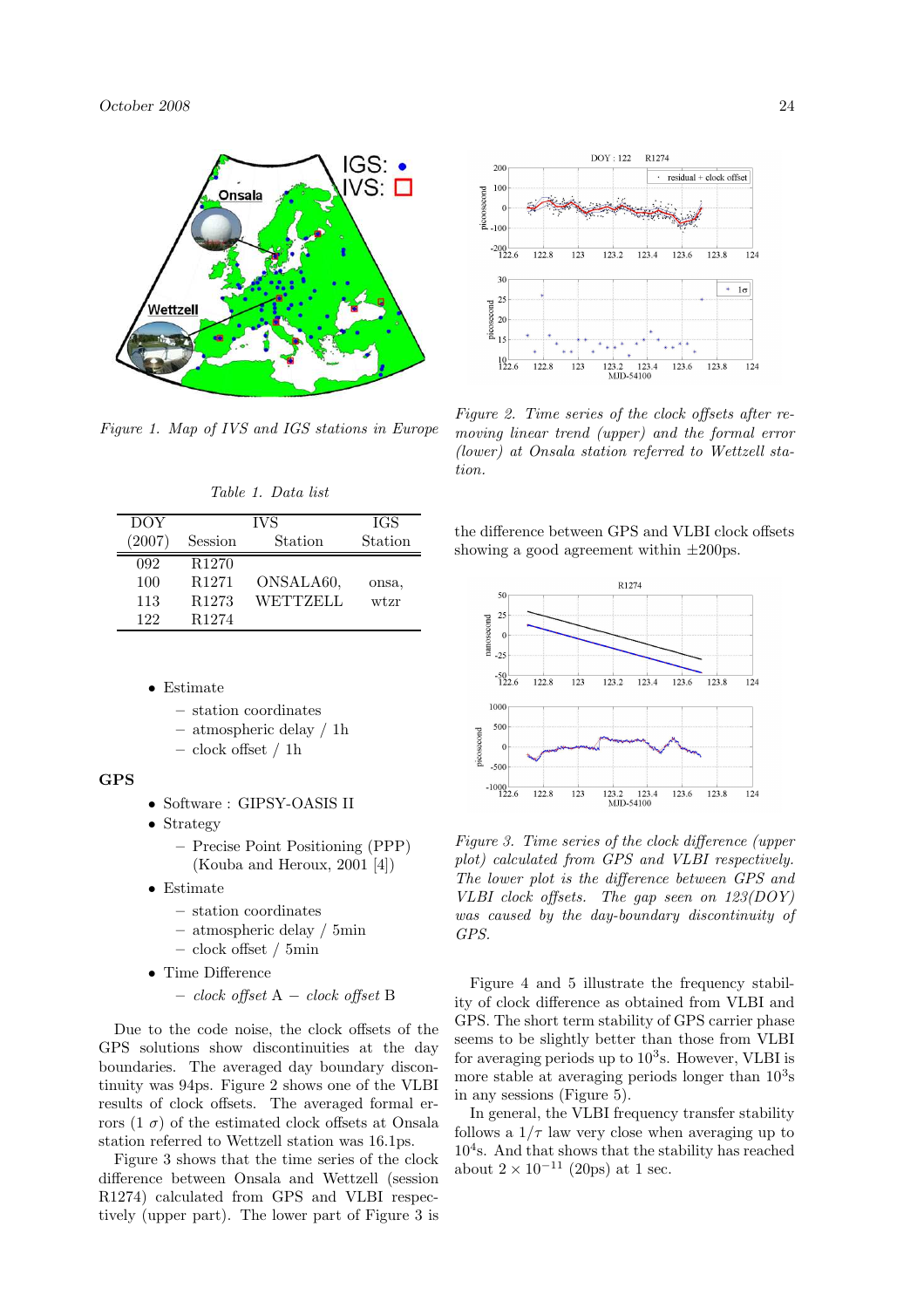*Figure 1. Map of IVS and IGS stations in Europe*

*Table 1. Data list*

| DOY (2007) | Session | IVS Station | IGS Station |
|---|---|---|---|
| 092 | R1270 | | |
| 100 | R1271 | ONSALA60, | onsa, |
| 113 | R1273 | WETTZELL | wtzr |
| 122 | R1274 | | |

- Estimate
  - station coordinates
  - atmospheric delay / 1h
  - clock offset / 1h

**GPS**

- Software : GIPSY-OASIS II
- Strategy
  - Precise Point Positioning (PPP) (Kouba and Heroux, 2001 [4])
- Estimate
  - station coordinates
  - atmospheric delay / 5min
  - clock offset / 5min
- Time Difference
  - *clock offset* A − *clock offset* B

Due to the code noise, the clock offsets of the GPS solutions show discontinuities at the day boundaries. The averaged day boundary discontinuity was 94ps. Figure 2 shows one of the VLBI results of clock offsets. The averaged formal errors (1 $\sigma$) of the estimated clock offsets at Onsala station referred to Wettzell station was 16.1ps.

Figure 3 shows that the time series of the clock difference between Onsala and Wettzell (session R1274) calculated from GPS and VLBI respectively (upper part). The lower part of Figure 3 is the difference between GPS and VLBI clock offsets showing a good agreement within ±200ps.

*Figure 2. Time series of the clock offsets after removing linear trend (upper) and the formal error (lower) at Onsala station referred to Wettzell station.*

*Figure 3. Time series of the clock difference (upper plot) calculated from GPS and VLBI respectively. The lower plot is the difference between GPS and VLBI clock offsets. The gap seen on 123(DOY) was caused by the day-boundary discontinuity of GPS.*

Figure 4 and 5 illustrate the frequency stability of clock difference as obtained from VLBI and GPS. The short term stability of GPS carrier phase seems to be slightly better than those from VLBI for averaging periods up to $10^3$s. However, VLBI is more stable at averaging periods longer than $10^3$s in any sessions (Figure 5).

In general, the VLBI frequency transfer stability follows a $1/\tau$ law very close when averaging up to $10^4$s. And that shows that the stability has reached about $2 \times 10^{-11}$ (20ps) at 1 sec.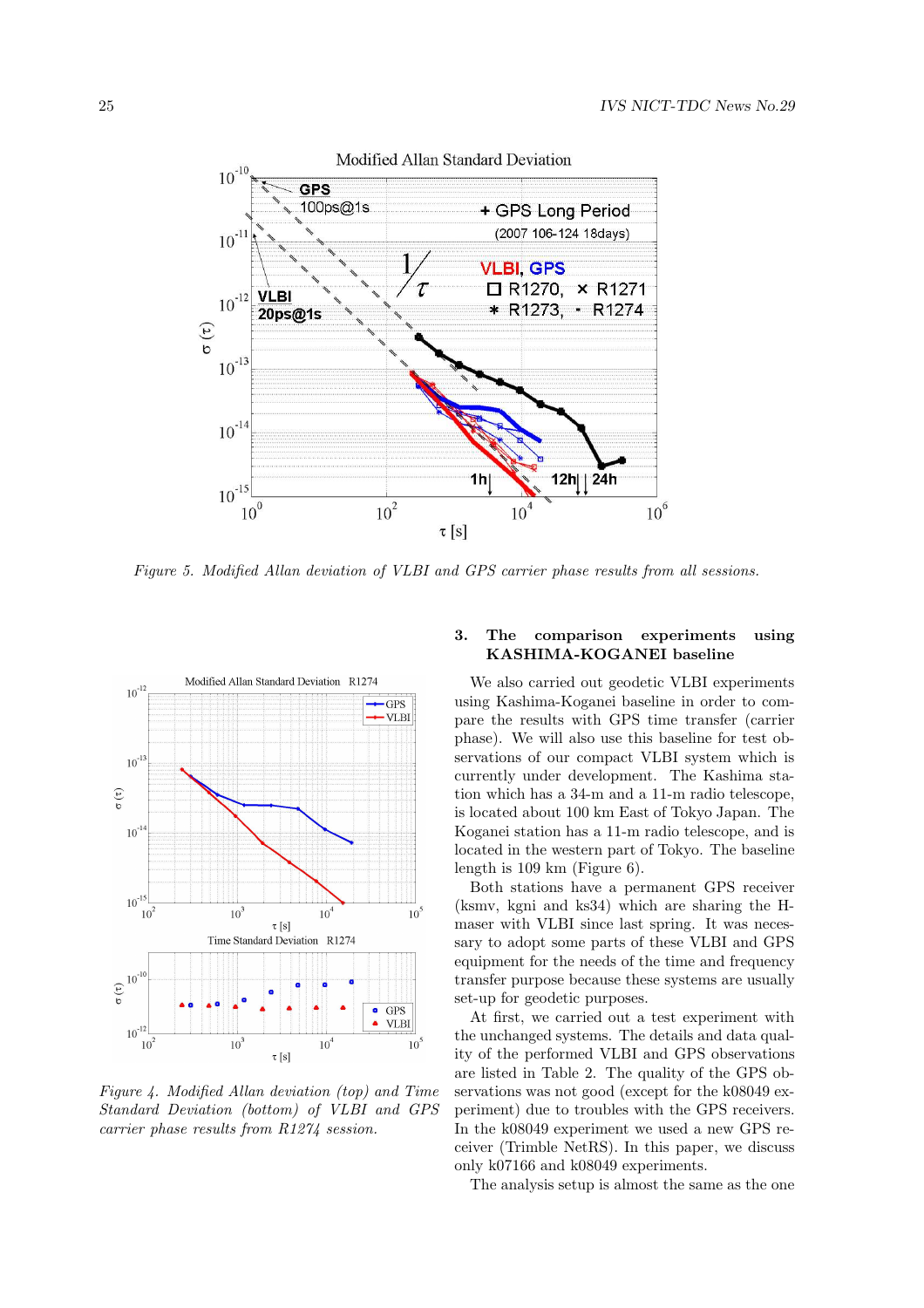*Figure 5. Modified Allan deviation of VLBI and GPS carrier phase results from all sessions.*

*Figure 4. Modified Allan deviation (top) and Time Standard Deviation (bottom) of VLBI and GPS carrier phase results from R1274 session.*

## 3. The comparison experiments using KASHIMA-KOGANEI baseline

We also carried out geodetic VLBI experiments using Kashima-Koganei baseline in order to compare the results with GPS time transfer (carrier phase). We will also use this baseline for test observations of our compact VLBI system which is currently under development. The Kashima station which has a 34-m and a 11-m radio telescope, is located about 100 km East of Tokyo Japan. The Koganei station has a 11-m radio telescope, and is located in the western part of Tokyo. The baseline length is 109 km (Figure 6).

Both stations have a permanent GPS receiver (ksmv, kgni and ks34) which are sharing the H-maser with VLBI since last spring. It was necessary to adopt some parts of these VLBI and GPS equipment for the needs of the time and frequency transfer purpose because these systems are usually set-up for geodetic purposes.

At first, we carried out a test experiment with the unchanged systems. The details and data quality of the performed VLBI and GPS observations are listed in Table 2. The quality of the GPS observations was not good (except for the k08049 experiment) due to troubles with the GPS receivers. In the k08049 experiment we used a new GPS receiver (Trimble NetRS). In this paper, we discuss only k07166 and k08049 experiments.

The analysis setup is almost the same as the one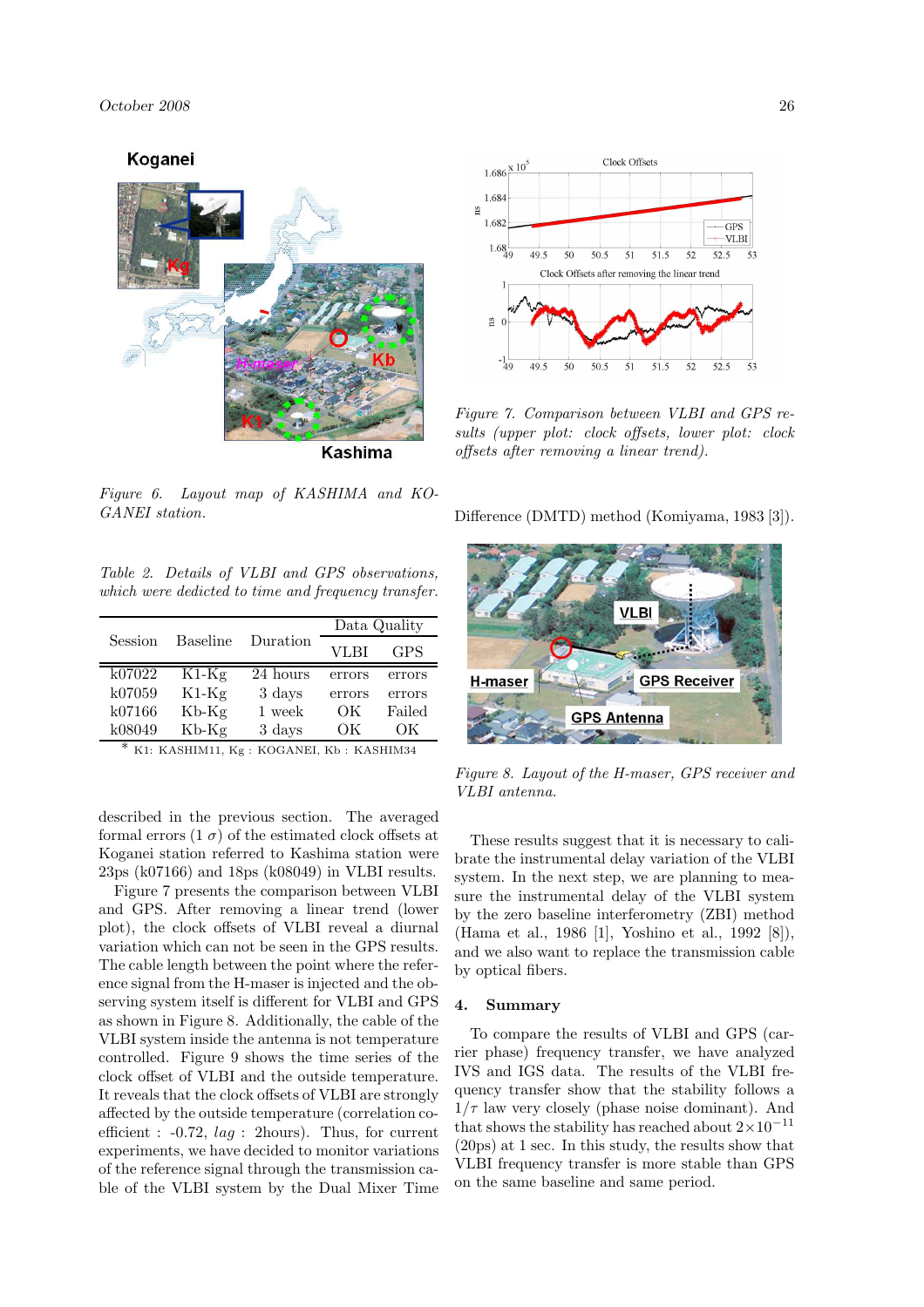Figure 6. Layout map of KASHIMA and KOGANEI station.

Table 2. Details of VLBI and GPS observations, which were dedicted to time and frequency transfer.

| Session | Baseline | Duration | Data Quality | |
|---|---|---|---|---|
| | | | VLBI | GPS |
| k07022 | K1-Kg | 24 hours | errors | errors |
| k07059 | K1-Kg | 3 days | errors | errors |
| k07166 | Kb-Kg | 1 week | OK | Failed |
| k08049 | Kb-Kg | 3 days | OK | OK |

\* K1: KASHIM11, Kg : KOGANEI, Kb : KASHIM34

described in the previous section. The averaged formal errors (1 $\sigma$) of the estimated clock offsets at Koganei station referred to Kashima station were 23ps (k07166) and 18ps (k08049) in VLBI results.

Figure 7 presents the comparison between VLBI and GPS. After removing a linear trend (lower plot), the clock offsets of VLBI reveal a diurnal variation which can not be seen in the GPS results. The cable length between the point where the reference signal from the H-maser is injected and the observing system itself is different for VLBI and GPS as shown in Figure 8. Additionally, the cable of the VLBI system inside the antenna is not temperature controlled. Figure 9 shows the time series of the clock offset of VLBI and the outside temperature. It reveals that the clock offsets of VLBI are strongly affected by the outside temperature (correlation coefficient : -0.72, *lag* : 2hours). Thus, for current experiments, we have decided to monitor variations of the reference signal through the transmission cable of the VLBI system by the Dual Mixer Time Difference (DMTD) method (Komiyama, 1983 [3]).

Figure 7. Comparison between VLBI and GPS results (upper plot: clock offsets, lower plot: clock offsets after removing a linear trend).

Figure 8. Layout of the H-maser, GPS receiver and VLBI antenna.

These results suggest that it is necessary to calibrate the instrumental delay variation of the VLBI system. In the next step, we are planning to measure the instrumental delay of the VLBI system by the zero baseline interferometry (ZBI) method (Hama et al., 1986 [1], Yoshino et al., 1992 [8]), and we also want to replace the transmission cable by optical fibers.

## 4. Summary

To compare the results of VLBI and GPS (carrier phase) frequency transfer, we have analyzed IVS and IGS data. The results of the VLBI frequency transfer show that the stability follows a $1/\tau$ law very closely (phase noise dominant). And that shows the stability has reached about $2\times10^{-11}$ (20ps) at 1 sec. In this study, the results show that VLBI frequency transfer is more stable than GPS on the same baseline and same period.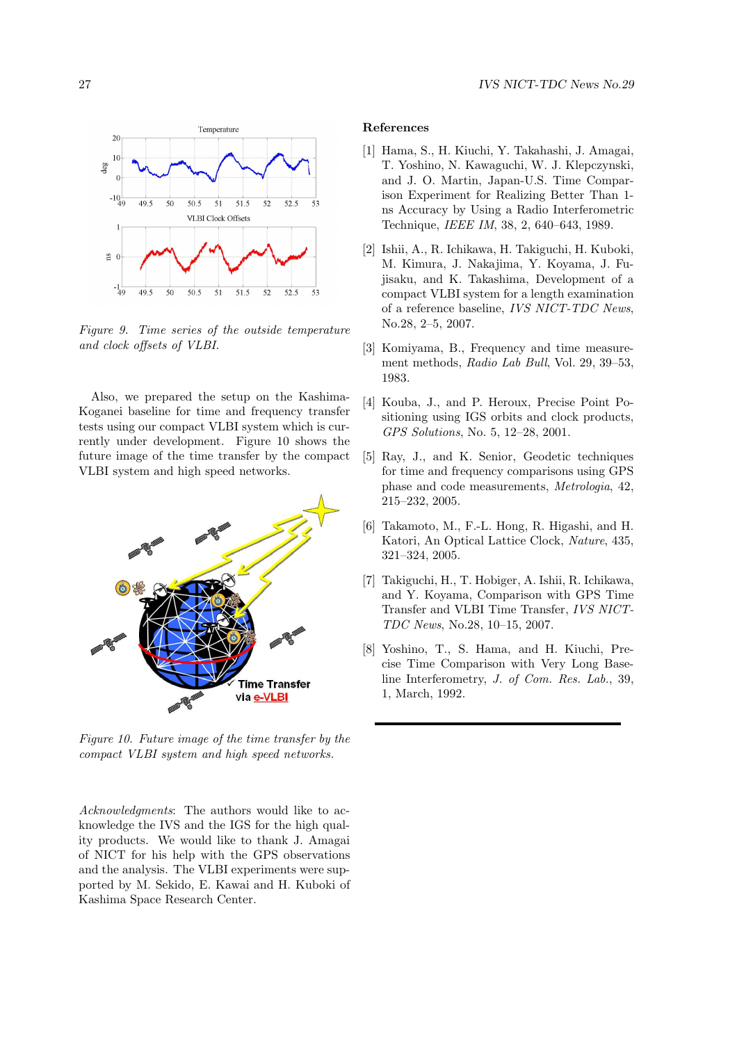Temperature

deg

20

10

0

-10

49 49.5 50 50.5 51 51.5 52 52.5 53

VLBI Clock Offsets

ns

1

0

-1

49 49.5 50 50.5 51 51.5 52 52.5 53

*Figure 9. Time series of the outside temperature and clock offsets of VLBI.*

Also, we prepared the setup on the Kashima-Koganei baseline for time and frequency transfer tests using our compact VLBI system which is currently under development. Figure 10 shows the future image of the time transfer by the compact VLBI system and high speed networks.

✓ Time Transfer via e-VLBI

*Figure 10. Future image of the time transfer by the compact VLBI system and high speed networks.*

*Acknowledgments*: The authors would like to acknowledge the IVS and the IGS for the high quality products. We would like to thank J. Amagai of NICT for his help with the GPS observations and the analysis. The VLBI experiments were supported by M. Sekido, E. Kawai and H. Kuboki of Kashima Space Research Center.

## References

[1] Hama, S., H. Kiuchi, Y. Takahashi, J. Amagai, T. Yoshino, N. Kawaguchi, W. J. Klepczynski, and J. O. Martin, Japan-U.S. Time Comparison Experiment for Realizing Better Than 1-ns Accuracy by Using a Radio Interferometric Technique, *IEEE IM*, 38, 2, 640–643, 1989.

[2] Ishii, A., R. Ichikawa, H. Takiguchi, H. Kuboki, M. Kimura, J. Nakajima, Y. Koyama, J. Fujisaku, and K. Takashima, Development of a compact VLBI system for a length examination of a reference baseline, *IVS NICT-TDC News*, No.28, 2–5, 2007.

[3] Komiyama, B., Frequency and time measurement methods, *Radio Lab Bull*, Vol. 29, 39–53, 1983.

[4] Kouba, J., and P. Heroux, Precise Point Positioning using IGS orbits and clock products, *GPS Solutions*, No. 5, 12–28, 2001.

[5] Ray, J., and K. Senior, Geodetic techniques for time and frequency comparisons using GPS phase and code measurements, *Metrologia*, 42, 215–232, 2005.

[6] Takamoto, M., F.-L. Hong, R. Higashi, and H. Katori, An Optical Lattice Clock, *Nature*, 435, 321–324, 2005.

[7] Takiguchi, H., T. Hobiger, A. Ishii, R. Ichikawa, and Y. Koyama, Comparison with GPS Time Transfer and VLBI Time Transfer, *IVS NICT-TDC News*, No.28, 10–15, 2007.

[8] Yoshino, T., S. Hama, and H. Kiuchi, Precise Time Comparison with Very Long Baseline Interferometry, *J. of Com. Res. Lab.*, 39, 1, March, 1992.